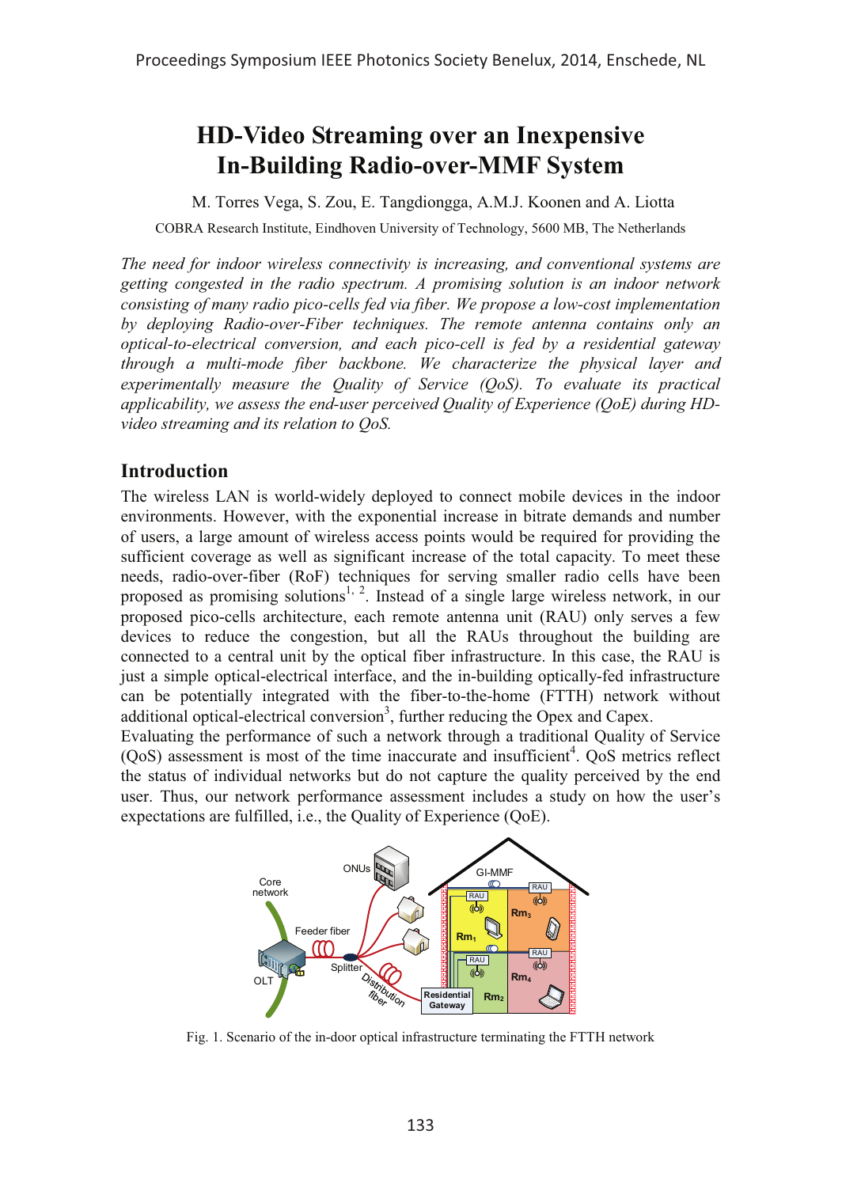# HD-Video Streaming over an Inexpensive In-Building Radio-over-MMF System

M. Torres Vega, S. Zou, E. Tangdiongga, A.M.J. Koonen and A. Liotta

COBRA Research Institute, Eindhoven University of Technology, 5600 MB, The Netherlands

*The need for indoor wireless connectivity is increasing, and conventional systems are getting congested in the radio spectrum. A promising solution is an indoor network consisting of many radio pico-cells fed via fiber. We propose a low-cost implementation by deploying Radio-over-Fiber techniques. The remote antenna contains only an optical-to-electrical conversion, and each pico-cell is fed by a residential gateway through a multi-mode fiber backbone. We characterize the physical layer and experimentally measure the Quality of Service (QoS). To evaluate its practical applicability, we assess the end-user perceived Quality of Experience (QoE) during HD-video streaming and its relation to QoS.*

## Introduction

The wireless LAN is world-widely deployed to connect mobile devices in the indoor environments. However, with the exponential increase in bitrate demands and number of users, a large amount of wireless access points would be required for providing the sufficient coverage as well as significant increase of the total capacity. To meet these needs, radio-over-fiber (RoF) techniques for serving smaller radio cells have been proposed as promising solutions[1, 2]. Instead of a single large wireless network, in our proposed pico-cells architecture, each remote antenna unit (RAU) only serves a few devices to reduce the congestion, but all the RAUs throughout the building are connected to a central unit by the optical fiber infrastructure. In this case, the RAU is just a simple optical-electrical interface, and the in-building optically-fed infrastructure can be potentially integrated with the fiber-to-the-home (FTTH) network without additional optical-electrical conversion[3], further reducing the Opex and Capex.

Evaluating the performance of such a network through a traditional Quality of Service (QoS) assessment is most of the time inaccurate and insufficient[4]. QoS metrics reflect the status of individual networks but do not capture the quality perceived by the end user. Thus, our network performance assessment includes a study on how the user's expectations are fulfilled, i.e., the Quality of Experience (QoE).

Core network

ONUs

GI-MMF

RAU

RAU

Rm3

Rm1

Feeder fiber

RAU

RAU

Rm4

OLT

Splitter

Distribution fiber

Residential Gateway

Rm2

Fig. 1. Scenario of the in-door optical infrastructure terminating the FTTH network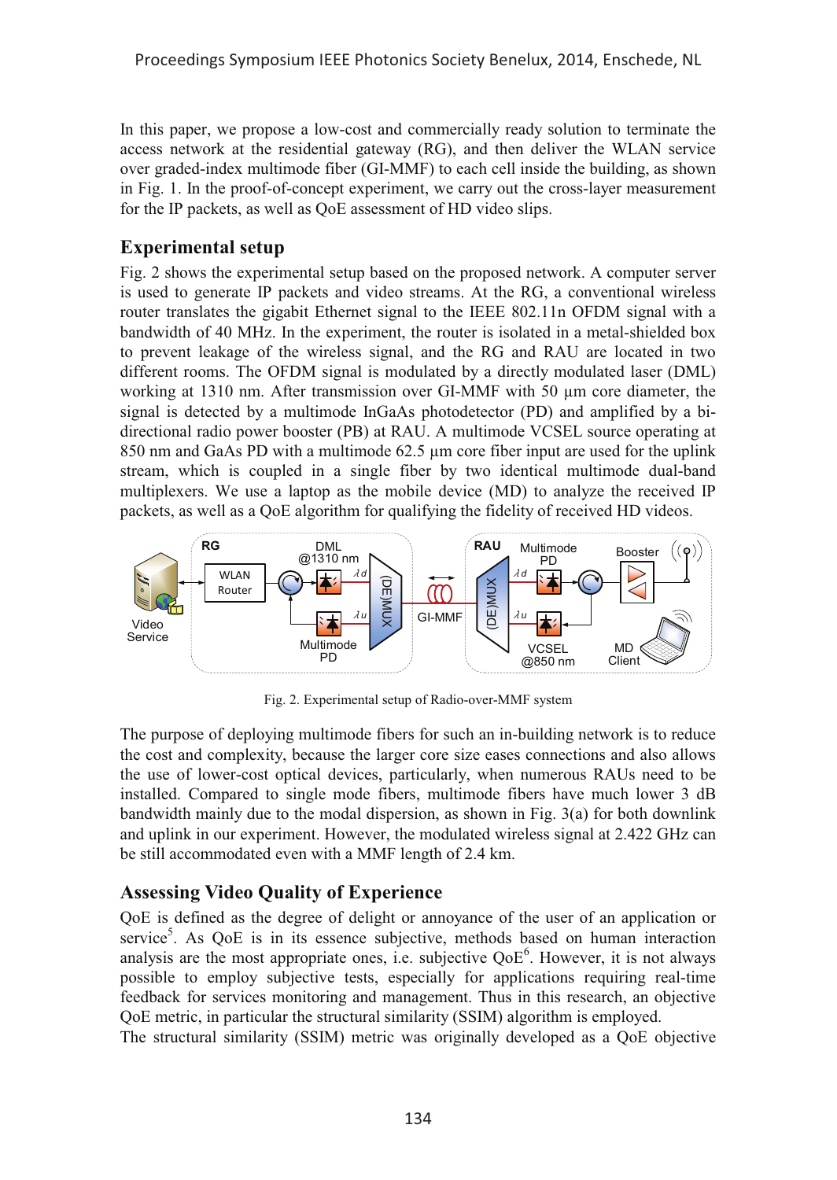In this paper, we propose a low-cost and commercially ready solution to terminate the access network at the residential gateway (RG), and then deliver the WLAN service over graded-index multimode fiber (GI-MMF) to each cell inside the building, as shown in Fig. 1. In the proof-of-concept experiment, we carry out the cross-layer measurement for the IP packets, as well as QoE assessment of HD video slips.

## Experimental setup

Fig. 2 shows the experimental setup based on the proposed network. A computer server is used to generate IP packets and video streams. At the RG, a conventional wireless router translates the gigabit Ethernet signal to the IEEE 802.11n OFDM signal with a bandwidth of 40 MHz. In the experiment, the router is isolated in a metal-shielded box to prevent leakage of the wireless signal, and the RG and RAU are located in two different rooms. The OFDM signal is modulated by a directly modulated laser (DML) working at 1310 nm. After transmission over GI-MMF with 50 µm core diameter, the signal is detected by a multimode InGaAs photodetector (PD) and amplified by a bi-directional radio power booster (PB) at RAU. A multimode VCSEL source operating at 850 nm and GaAs PD with a multimode 62.5 µm core fiber input are used for the uplink stream, which is coupled in a single fiber by two identical multimode dual-band multiplexers. We use a laptop as the mobile device (MD) to analyze the received IP packets, as well as a QoE algorithm for qualifying the fidelity of received HD videos.

RG
Video Service
WLAN Router
DML @1310 nm
$\lambda d$
$\lambda u$
Multimode PD
(DE)MUX
GI-MMF
RAU
(DE)MUX
Multimode PD
$\lambda d$
$\lambda u$
VCSEL @850 nm
Booster
MD Client

Fig. 2. Experimental setup of Radio-over-MMF system

The purpose of deploying multimode fibers for such an in-building network is to reduce the cost and complexity, because the larger core size eases connections and also allows the use of lower-cost optical devices, particularly, when numerous RAUs need to be installed. Compared to single mode fibers, multimode fibers have much lower 3 dB bandwidth mainly due to the modal dispersion, as shown in Fig. 3(a) for both downlink and uplink in our experiment. However, the modulated wireless signal at 2.422 GHz can be still accommodated even with a MMF length of 2.4 km.

## Assessing Video Quality of Experience

QoE is defined as the degree of delight or annoyance of the user of an application or service[5]. As QoE is in its essence subjective, methods based on human interaction analysis are the most appropriate ones, i.e. subjective QoE[6]. However, it is not always possible to employ subjective tests, especially for applications requiring real-time feedback for services monitoring and management. Thus in this research, an objective QoE metric, in particular the structural similarity (SSIM) algorithm is employed.

The structural similarity (SSIM) metric was originally developed as a QoE objective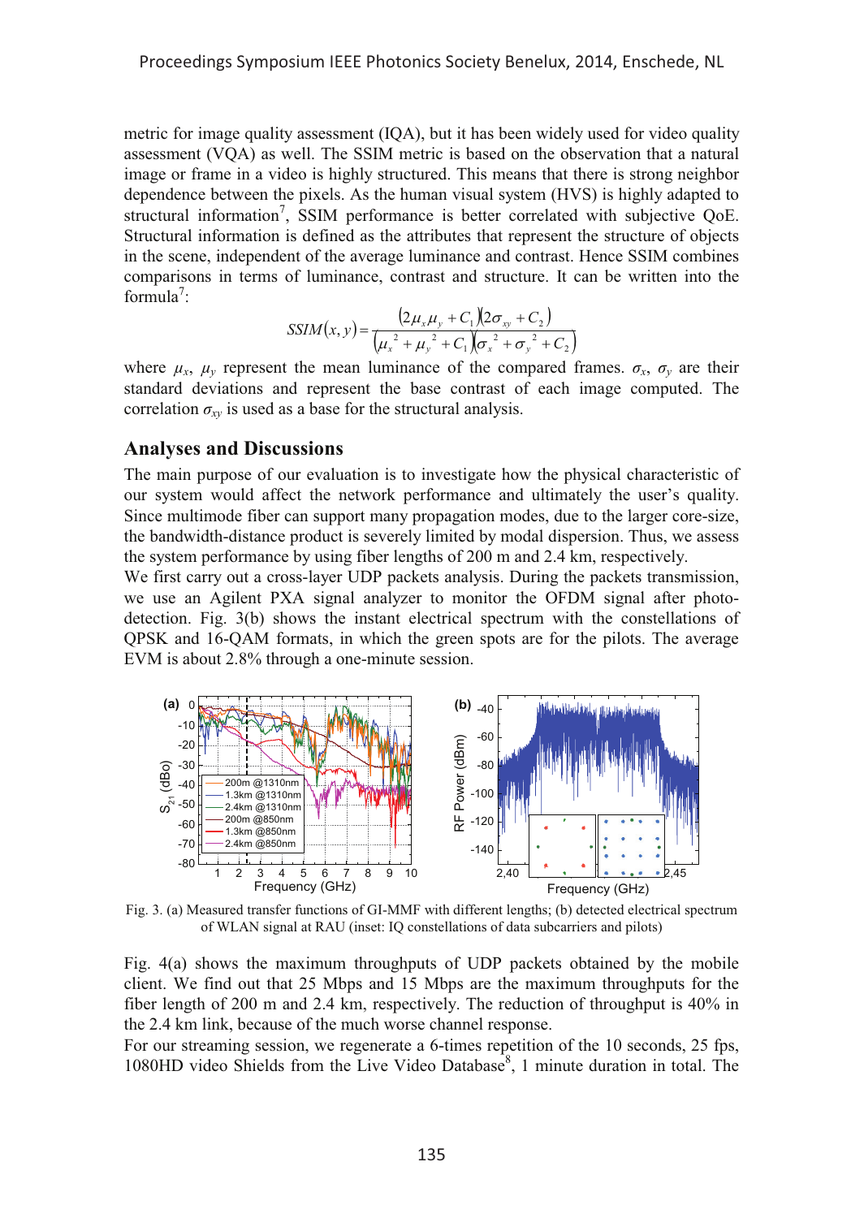metric for image quality assessment (IQA), but it has been widely used for video quality assessment (VQA) as well. The SSIM metric is based on the observation that a natural image or frame in a video is highly structured. This means that there is strong neighbor dependence between the pixels. As the human visual system (HVS) is highly adapted to structural information[7], SSIM performance is better correlated with subjective QoE. Structural information is defined as the attributes that represent the structure of objects in the scene, independent of the average luminance and contrast. Hence SSIM combines comparisons in terms of luminance, contrast and structure. It can be written into the formula[7]:

$$SSIM(x,y) = \frac{(2\mu_x\mu_y + C_1)(2\sigma_{xy} + C_2)}{(\mu_x^2 + \mu_y^2 + C_1)(\sigma_x^2 + \sigma_y^2 + C_2)}$$

where $\mu_x$, $\mu_y$ represent the mean luminance of the compared frames. $\sigma_x$, $\sigma_y$ are their standard deviations and represent the base contrast of each image computed. The correlation $\sigma_{xy}$ is used as a base for the structural analysis.

## Analyses and Discussions

The main purpose of our evaluation is to investigate how the physical characteristic of our system would affect the network performance and ultimately the user's quality. Since multimode fiber can support many propagation modes, due to the larger core-size, the bandwidth-distance product is severely limited by modal dispersion. Thus, we assess the system performance by using fiber lengths of 200 m and 2.4 km, respectively.

We first carry out a cross-layer UDP packets analysis. During the packets transmission, we use an Agilent PXA signal analyzer to monitor the OFDM signal after photo-detection. Fig. 3(b) shows the instant electrical spectrum with the constellations of QPSK and 16-QAM formats, in which the green spots are for the pilots. The average EVM is about 2.8% through a one-minute session.

(a)
$S_{21}$ (dBo)
0
-10
-20
-30
-40
-50
-60
-70
-80
1 2 3 4 5 6 7 8 9 10
Frequency (GHz)
200m @1310nm
1.3km @1310nm
2.4km @1310nm
200m @850nm
1.3km @850nm
2.4km @850nm

(b)
RF Power (dBm)
-40
-60
-80
-100
-120
-140
2,40
2,45
Frequency (GHz)

Fig. 3. (a) Measured transfer functions of GI-MMF with different lengths; (b) detected electrical spectrum of WLAN signal at RAU (inset: IQ constellations of data subcarriers and pilots)

Fig. 4(a) shows the maximum throughputs of UDP packets obtained by the mobile client. We find out that 25 Mbps and 15 Mbps are the maximum throughputs for the fiber length of 200 m and 2.4 km, respectively. The reduction of throughput is 40% in the 2.4 km link, because of the much worse channel response.

For our streaming session, we regenerate a 6-times repetition of the 10 seconds, 25 fps, 1080HD video Shields from the Live Video Database[8], 1 minute duration in total. The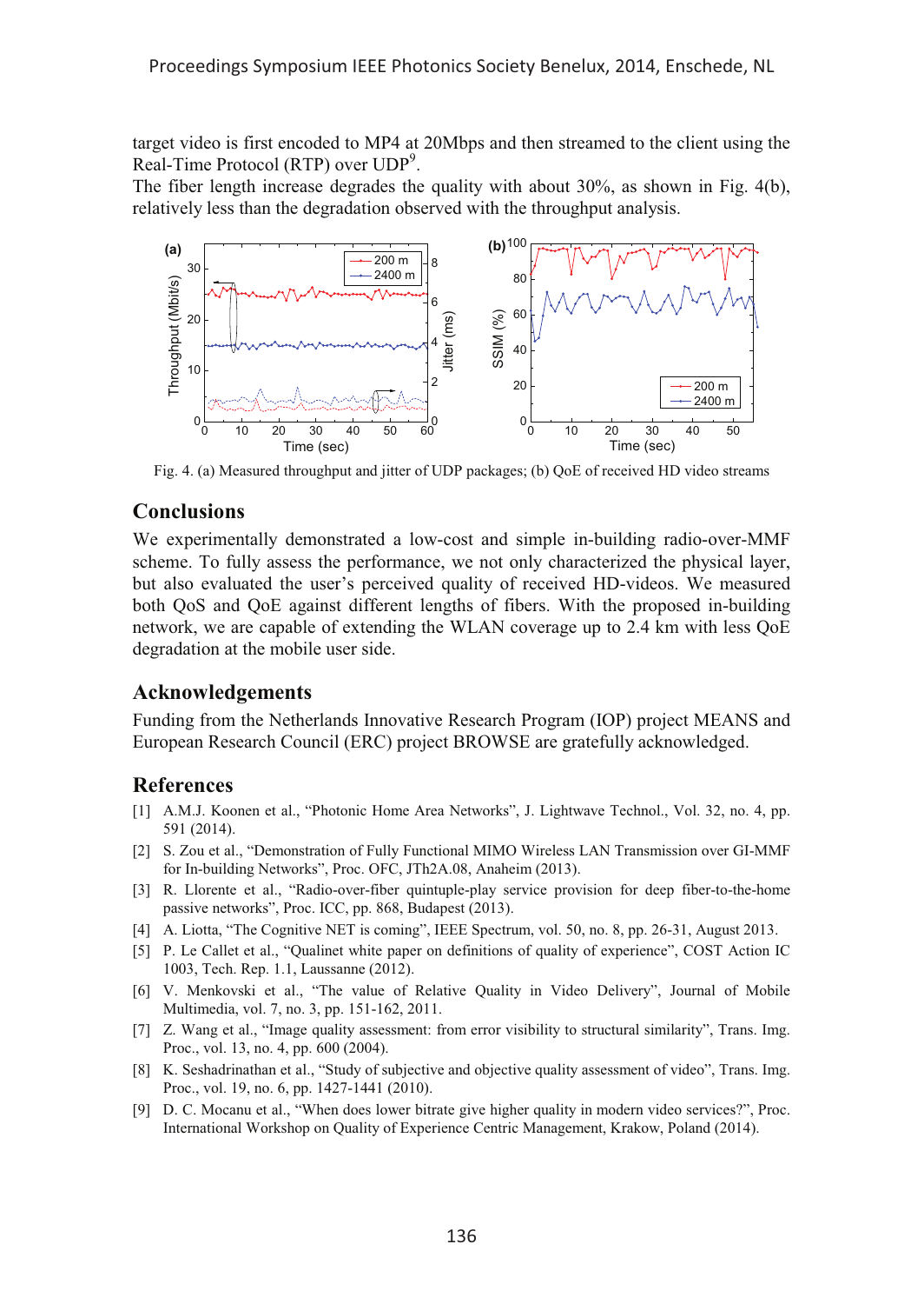target video is first encoded to MP4 at 20Mbps and then streamed to the client using the Real-Time Protocol (RTP) over UDP[9].

The fiber length increase degrades the quality with about 30%, as shown in Fig. 4(b), relatively less than the degradation observed with the throughput analysis.

(a)
Throughput (Mbit/s)
Jitter (ms)
Time (sec)
200 m
2400 m
0
10
20
30
0
2
4
6
8
0
10
20
30
40
50
60

(b)
SSIM (%)
Time (sec)
200 m
2400 m
0
20
40
60
80
100
0
10
20
30
40
50

Fig. 4. (a) Measured throughput and jitter of UDP packages; (b) QoE of received HD video streams

## Conclusions

We experimentally demonstrated a low-cost and simple in-building radio-over-MMF scheme. To fully assess the performance, we not only characterized the physical layer, but also evaluated the user's perceived quality of received HD-videos. We measured both QoS and QoE against different lengths of fibers. With the proposed in-building network, we are capable of extending the WLAN coverage up to 2.4 km with less QoE degradation at the mobile user side.

## Acknowledgements

Funding from the Netherlands Innovative Research Program (IOP) project MEANS and European Research Council (ERC) project BROWSE are gratefully acknowledged.

## References

[1] A.M.J. Koonen et al., "Photonic Home Area Networks", J. Lightwave Technol., Vol. 32, no. 4, pp. 591 (2014).

[2] S. Zou et al., "Demonstration of Fully Functional MIMO Wireless LAN Transmission over GI-MMF for In-building Networks", Proc. OFC, JTh2A.08, Anaheim (2013).

[3] R. Llorente et al., "Radio-over-fiber quintuple-play service provision for deep fiber-to-the-home passive networks", Proc. ICC, pp. 868, Budapest (2013).

[4] A. Liotta, "The Cognitive NET is coming", IEEE Spectrum, vol. 50, no. 8, pp. 26-31, August 2013.

[5] P. Le Callet et al., "Qualinet white paper on definitions of quality of experience", COST Action IC 1003, Tech. Rep. 1.1, Laussanne (2012).

[6] V. Menkovski et al., "The value of Relative Quality in Video Delivery", Journal of Mobile Multimedia, vol. 7, no. 3, pp. 151-162, 2011.

[7] Z. Wang et al., "Image quality assessment: from error visibility to structural similarity", Trans. Img. Proc., vol. 13, no. 4, pp. 600 (2004).

[8] K. Seshadrinathan et al., "Study of subjective and objective quality assessment of video", Trans. Img. Proc., vol. 19, no. 6, pp. 1427-1441 (2010).

[9] D. C. Mocanu et al., "When does lower bitrate give higher quality in modern video services?", Proc. International Workshop on Quality of Experience Centric Management, Krakow, Poland (2014).